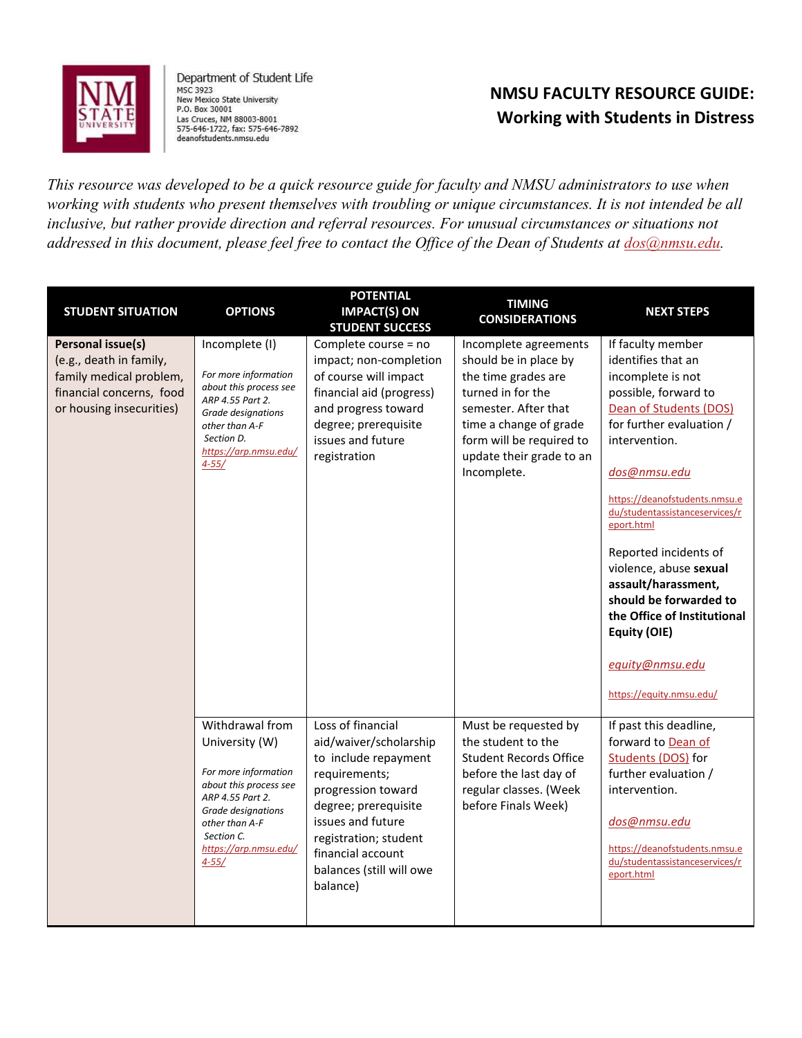Department of Student Life
MSC 3923
New Mexico State University
P.O. Box 30001
Las Cruces, NM 88003-8001
575-646-1722, fax: 575-646-7892
deanofstudents.nmsu.edu

# NMSU FACULTY RESOURCE GUIDE: Working with Students in Distress

*This resource was developed to be a quick resource guide for faculty and NMSU administrators to use when working with students who present themselves with troubling or unique circumstances. It is not intended be all inclusive, but rather provide direction and referral resources. For unusual circumstances or situations not addressed in this document, please feel free to contact the Office of the Dean of Students at dos@nmsu.edu.*

| STUDENT SITUATION | OPTIONS | POTENTIAL IMPACT(S) ON STUDENT SUCCESS | TIMING CONSIDERATIONS | NEXT STEPS |
|---|---|---|---|---|
| **Personal issue(s)** (e.g., death in family, family medical problem, financial concerns, food or housing insecurities) | Incomplete (I)<br><br>*For more information about this process see ARP 4.55 Part 2. Grade designations other than A-F Section D. https://arp.nmsu.edu/4-55/* | Complete course = no impact; non-completion of course will impact financial aid (progress) and progress toward degree; prerequisite issues and future registration | Incomplete agreements should be in place by the time grades are turned in for the semester. After that time a change of grade form will be required to update their grade to an Incomplete. | If faculty member identifies that an incomplete is not possible, forward to Dean of Students (DOS) for further evaluation / intervention.<br><br>*dos@nmsu.edu*<br><br>https://deanofstudents.nmsu.edu/studentassistanceservices/report.html<br><br>Reported incidents of violence, abuse **sexual assault/harassment, should be forwarded to the Office of Institutional Equity (OIE)**<br><br>*equity@nmsu.edu*<br><br>https://equity.nmsu.edu/ |
| | Withdrawal from University (W)<br><br>*For more information about this process see ARP 4.55 Part 2. Grade designations other than A-F Section C. https://arp.nmsu.edu/4-55/* | Loss of financial aid/waiver/scholarship to include repayment requirements; progression toward degree; prerequisite issues and future registration; student financial account balances (still will owe balance) | Must be requested by the student to the Student Records Office before the last day of regular classes. (Week before Finals Week) | If past this deadline, forward to Dean of Students (DOS) for further evaluation / intervention.<br><br>*dos@nmsu.edu*<br><br>https://deanofstudents.nmsu.edu/studentassistanceservices/report.html |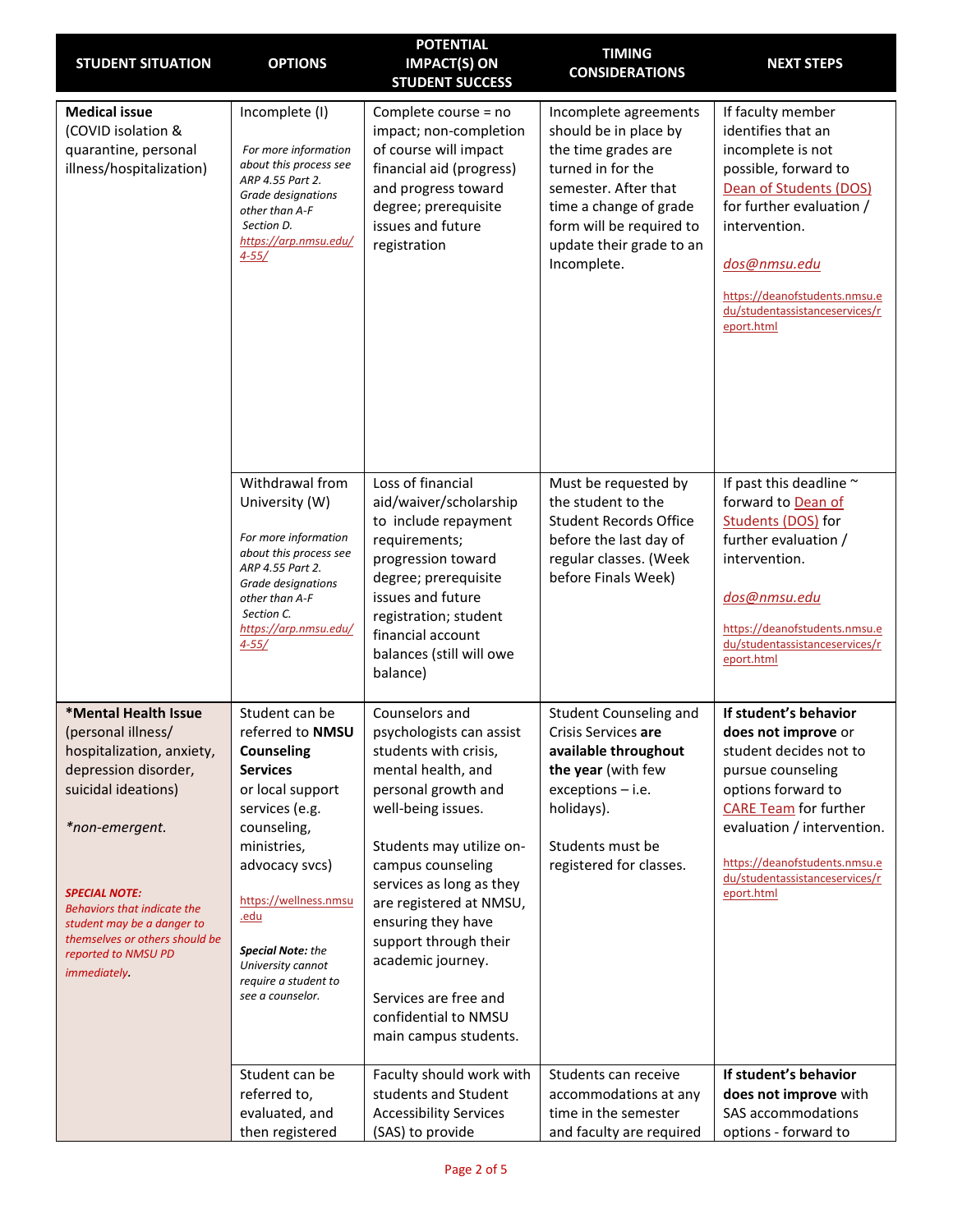| STUDENT SITUATION | OPTIONS | POTENTIAL IMPACT(S) ON STUDENT SUCCESS | TIMING CONSIDERATIONS | NEXT STEPS |
|---|---|---|---|---|
| **Medical issue** (COVID isolation & quarantine, personal illness/hospitalization) | Incomplete (I)<br><br>*For more information about this process see ARP 4.55 Part 2. Grade designations other than A-F Section D.* *https://arp.nmsu.edu/4-55/* | Complete course = no impact; non-completion of course will impact financial aid (progress) and progress toward degree; prerequisite issues and future registration | Incomplete agreements should be in place by the time grades are turned in for the semester. After that time a change of grade form will be required to update their grade to an Incomplete. | If faculty member identifies that an incomplete is not possible, forward to Dean of Students (DOS) for further evaluation / intervention.<br><br>*dos@nmsu.edu*<br><br>https://deanofstudents.nmsu.edu/studentassistanceservices/report.html |
| | Withdrawal from University (W)<br><br>*For more information about this process see ARP 4.55 Part 2. Grade designations other than A-F Section C.* *https://arp.nmsu.edu/4-55/* | Loss of financial aid/waiver/scholarship to include repayment requirements; progression toward degree; prerequisite issues and future registration; student financial account balances (still will owe balance) | Must be requested by the student to the Student Records Office before the last day of regular classes. (Week before Finals Week) | If past this deadline ~ forward to Dean of Students (DOS) for further evaluation / intervention.<br><br>*dos@nmsu.edu*<br><br>https://deanofstudents.nmsu.edu/studentassistanceservices/report.html |
| **\*Mental Health Issue** (personal illness/ hospitalization, anxiety, depression disorder, suicidal ideations)<br><br>*\*non-emergent.*<br><br>***SPECIAL NOTE:*** *Behaviors that indicate the student may be a danger to themselves or others should be reported to NMSU PD immediately.* | Student can be referred to **NMSU Counseling Services** or local support services (e.g. counseling, ministries, advocacy svcs)<br><br>https://wellness.nmsu.edu<br><br>***Special Note:*** *the University cannot require a student to see a counselor.* | Counselors and psychologists can assist students with crisis, mental health, and personal growth and well-being issues.<br><br>Students may utilize on-campus counseling services as long as they are registered at NMSU, ensuring they have support through their academic journey.<br><br>Services are free and confidential to NMSU main campus students. | Student Counseling and Crisis Services **are available throughout the year** (with few exceptions – i.e. holidays).<br><br>Students must be registered for classes. | **If student's behavior does not improve** or student decides not to pursue counseling options forward to CARE Team for further evaluation / intervention.<br><br>https://deanofstudents.nmsu.edu/studentassistanceservices/report.html |
| | Student can be referred to, evaluated, and then registered | Faculty should work with students and Student Accessibility Services (SAS) to provide | Students can receive accommodations at any time in the semester and faculty are required | **If student's behavior does not improve** with SAS accommodations options - forward to |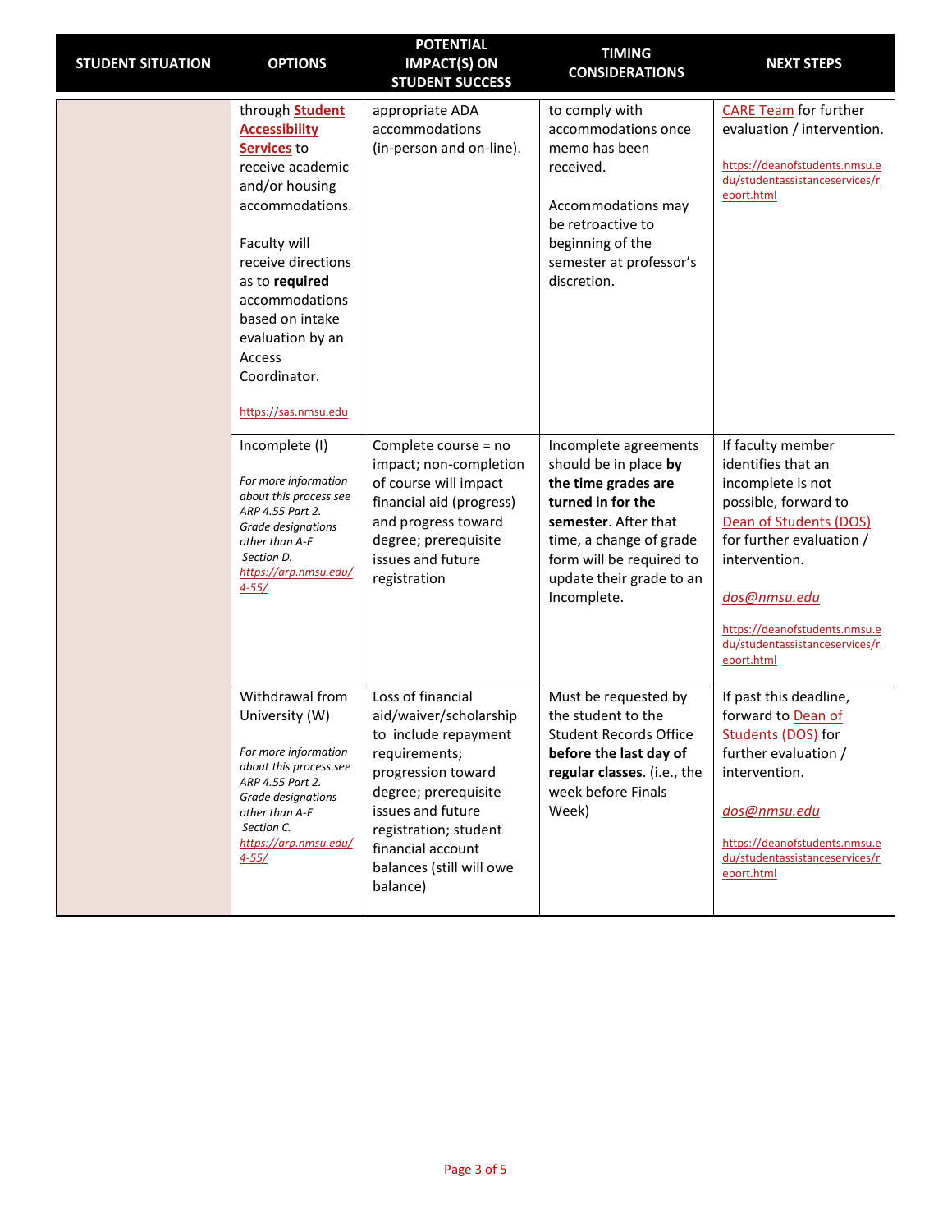| STUDENT SITUATION | OPTIONS | POTENTIAL IMPACT(S) ON STUDENT SUCCESS | TIMING CONSIDERATIONS | NEXT STEPS |
|---|---|---|---|---|
| | through **Student Accessibility Services** to receive academic and/or housing accommodations.<br><br>Faculty will receive directions as to **required** accommodations based on intake evaluation by an Access Coordinator.<br><br>https://sas.nmsu.edu | appropriate ADA accommodations (in-person and on-line). | to comply with accommodations once memo has been received.<br><br>Accommodations may be retroactive to beginning of the semester at professor's discretion. | CARE Team for further evaluation / intervention.<br><br>https://deanofstudents.nmsu.edu/studentassistanceservices/report.html |
| | Incomplete (I)<br><br>*For more information about this process see ARP 4.55 Part 2. Grade designations other than A-F Section D. https://arp.nmsu.edu/4-55/* | Complete course = no impact; non-completion of course will impact financial aid (progress) and progress toward degree; prerequisite issues and future registration | Incomplete agreements should be in place **by the time grades are turned in for the semester**. After that time, a change of grade form will be required to update their grade to an Incomplete. | If faculty member identifies that an incomplete is not possible, forward to Dean of Students (DOS) for further evaluation / intervention.<br><br>*dos@nmsu.edu*<br><br>https://deanofstudents.nmsu.edu/studentassistanceservices/report.html |
| | Withdrawal from University (W)<br><br>*For more information about this process see ARP 4.55 Part 2. Grade designations other than A-F Section C. https://arp.nmsu.edu/4-55/* | Loss of financial aid/waiver/scholarship to include repayment requirements; progression toward degree; prerequisite issues and future registration; student financial account balances (still will owe balance) | Must be requested by the student to the Student Records Office **before the last day of regular classes**. (i.e., the week before Finals Week) | If past this deadline, forward to Dean of Students (DOS) for further evaluation / intervention.<br><br>*dos@nmsu.edu*<br><br>https://deanofstudents.nmsu.edu/studentassistanceservices/report.html |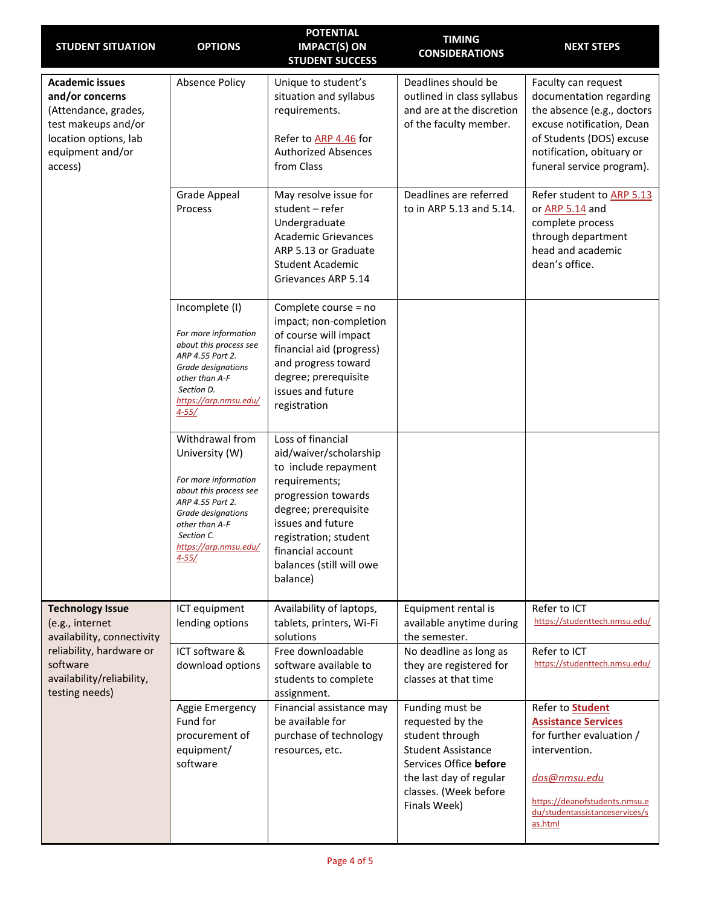| STUDENT SITUATION | OPTIONS | POTENTIAL IMPACT(S) ON STUDENT SUCCESS | TIMING CONSIDERATIONS | NEXT STEPS |
|---|---|---|---|---|
| **Academic issues and/or concerns** (Attendance, grades, test makeups and/or location options, lab equipment and/or access) | Absence Policy | Unique to student's situation and syllabus requirements.<br><br>Refer to ARP 4.46 for Authorized Absences from Class | Deadlines should be outlined in class syllabus and are at the discretion of the faculty member. | Faculty can request documentation regarding the absence (e.g., doctors excuse notification, Dean of Students (DOS) excuse notification, obituary or funeral service program). |
| | Grade Appeal Process | May resolve issue for student – refer Undergraduate Academic Grievances ARP 5.13 or Graduate Student Academic Grievances ARP 5.14 | Deadlines are referred to in ARP 5.13 and 5.14. | Refer student to ARP 5.13 or ARP 5.14 and complete process through department head and academic dean's office. |
| | Incomplete (I)<br><br>*For more information about this process see ARP 4.55 Part 2. Grade designations other than A-F Section D.* *https://arp.nmsu.edu/4-55/* | Complete course = no impact; non-completion of course will impact financial aid (progress) and progress toward degree; prerequisite issues and future registration | | |
| | Withdrawal from University (W)<br><br>*For more information about this process see ARP 4.55 Part 2. Grade designations other than A-F Section C.* *https://arp.nmsu.edu/4-55/* | Loss of financial aid/waiver/scholarship to include repayment requirements; progression towards degree; prerequisite issues and future registration; student financial account balances (still will owe balance) | | |
| **Technology Issue** (e.g., internet availability, connectivity reliability, hardware or software availability/reliability, testing needs) | ICT equipment lending options | Availability of laptops, tablets, printers, Wi-Fi solutions | Equipment rental is available anytime during the semester. | Refer to ICT https://studenttech.nmsu.edu/ |
| | ICT software & download options | Free downloadable software available to students to complete assignment. | No deadline as long as they are registered for classes at that time | Refer to ICT https://studenttech.nmsu.edu/ |
| | Aggie Emergency Fund for procurement of equipment/ software | Financial assistance may be available for purchase of technology resources, etc. | Funding must be requested by the student through Student Assistance Services Office **before** the last day of regular classes. (Week before Finals Week) | Refer to **Student Assistance Services** for further evaluation / intervention.<br><br>*dos@nmsu.edu*<br><br>https://deanofstudents.nmsu.edu/studentassistanceservices/sas.html |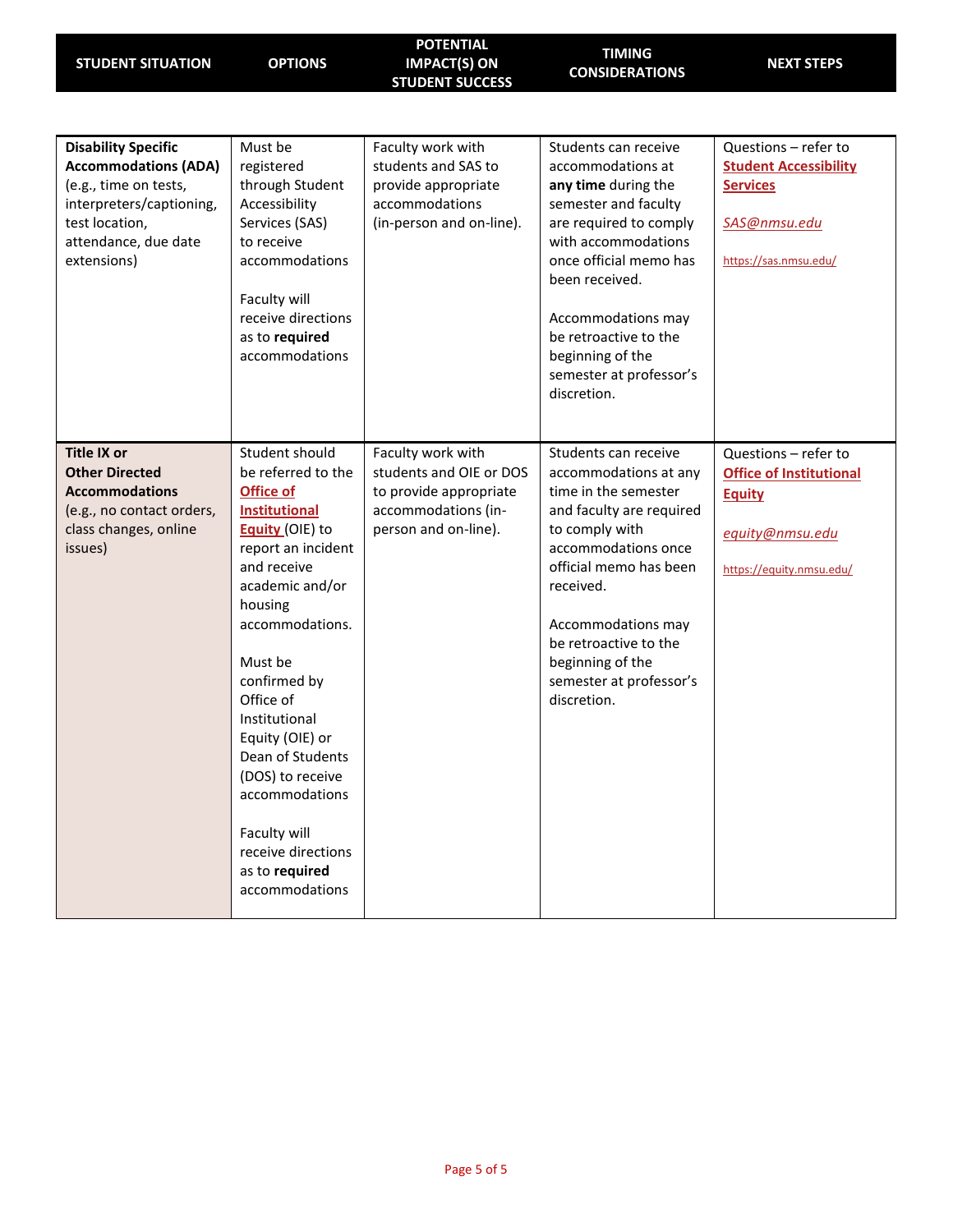| STUDENT SITUATION | OPTIONS | POTENTIAL IMPACT(S) ON STUDENT SUCCESS | TIMING CONSIDERATIONS | NEXT STEPS |
|---|---|---|---|---|
| **Disability Specific Accommodations (ADA)** (e.g., time on tests, interpreters/captioning, test location, attendance, due date extensions) | Must be registered through Student Accessibility Services (SAS) to receive accommodations<br><br>Faculty will receive directions as to **required** accommodations | Faculty work with students and SAS to provide appropriate accommodations (in-person and on-line). | Students can receive accommodations at **any time** during the semester and faculty are required to comply with accommodations once official memo has been received.<br><br>Accommodations may be retroactive to the beginning of the semester at professor's discretion. | Questions – refer to **Student Accessibility Services**<br><br>*SAS@nmsu.edu*<br><br>https://sas.nmsu.edu/ |
| **Title IX or Other Directed Accommodations** (e.g., no contact orders, class changes, online issues) | Student should be referred to the **Office of Institutional Equity** (OIE) to report an incident and receive academic and/or housing accommodations.<br><br>Must be confirmed by Office of Institutional Equity (OIE) or Dean of Students (DOS) to receive accommodations<br><br>Faculty will receive directions as to **required** accommodations | Faculty work with students and OIE or DOS to provide appropriate accommodations (in-person and on-line). | Students can receive accommodations at any time in the semester and faculty are required to comply with accommodations once official memo has been received.<br><br>Accommodations may be retroactive to the beginning of the semester at professor's discretion. | Questions – refer to **Office of Institutional Equity**<br><br>*equity@nmsu.edu*<br><br>https://equity.nmsu.edu/ |